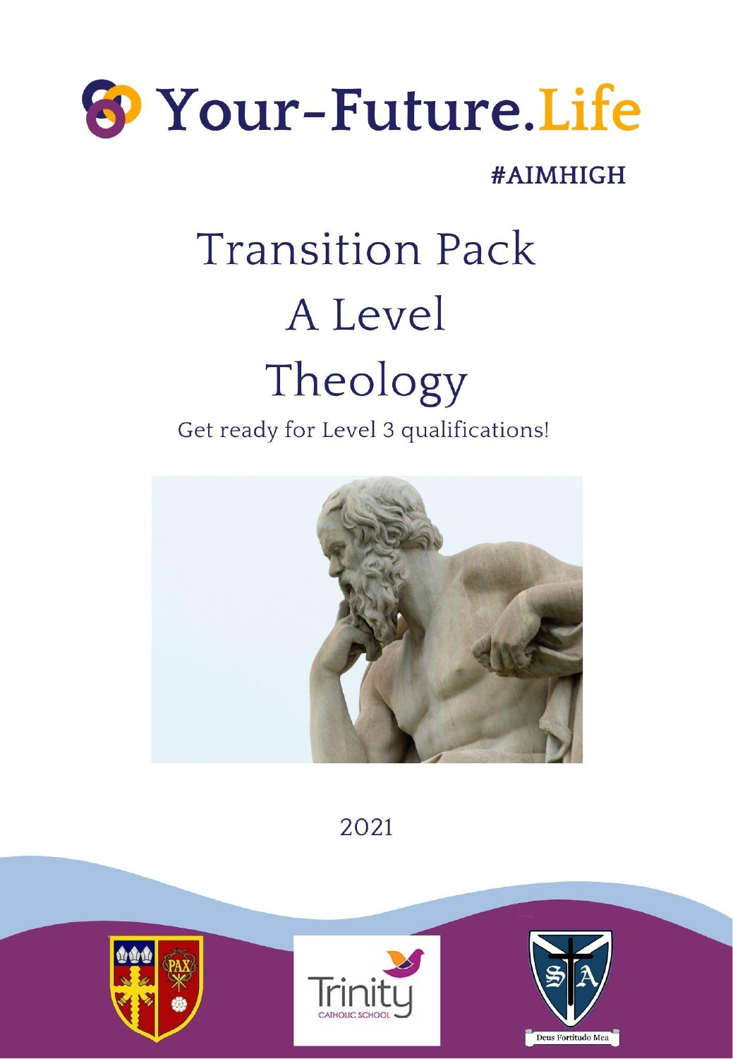# Your-Future.Life

#AIMHIGH

# Transition Pack
# A Level
# Theology

Get ready for Level 3 qualifications!

2021

Trinity CATHOLIC SCHOOL

Deus Fortitudo Mea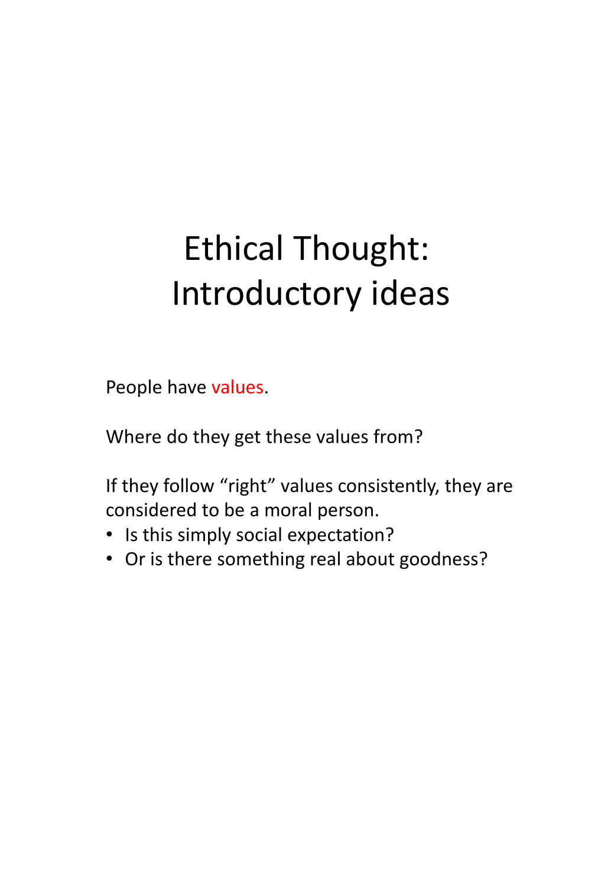# Ethical Thought: Introductory ideas

People have values.

Where do they get these values from?

If they follow “right” values consistently, they are considered to be a moral person.

- Is this simply social expectation?
- Or is there something real about goodness?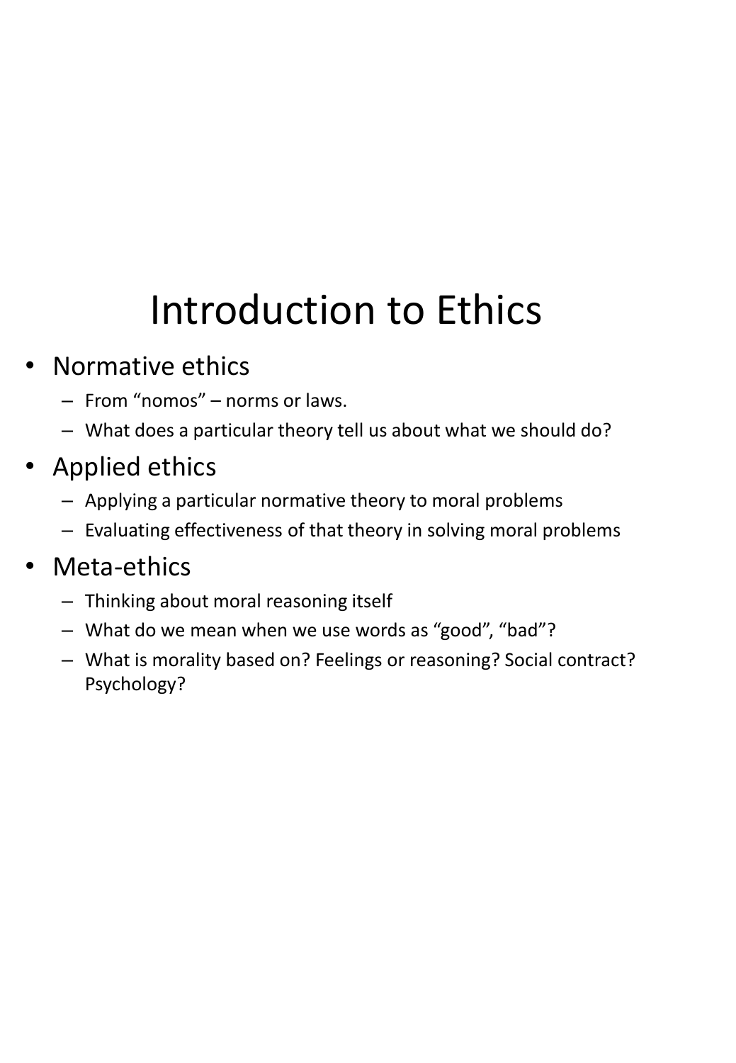# Introduction to Ethics

- Normative ethics
  - From “nomos” – norms or laws.
  - What does a particular theory tell us about what we should do?
- Applied ethics
  - Applying a particular normative theory to moral problems
  - Evaluating effectiveness of that theory in solving moral problems
- Meta-ethics
  - Thinking about moral reasoning itself
  - What do we mean when we use words as “good”, “bad”?
  - What is morality based on? Feelings or reasoning? Social contract? Psychology?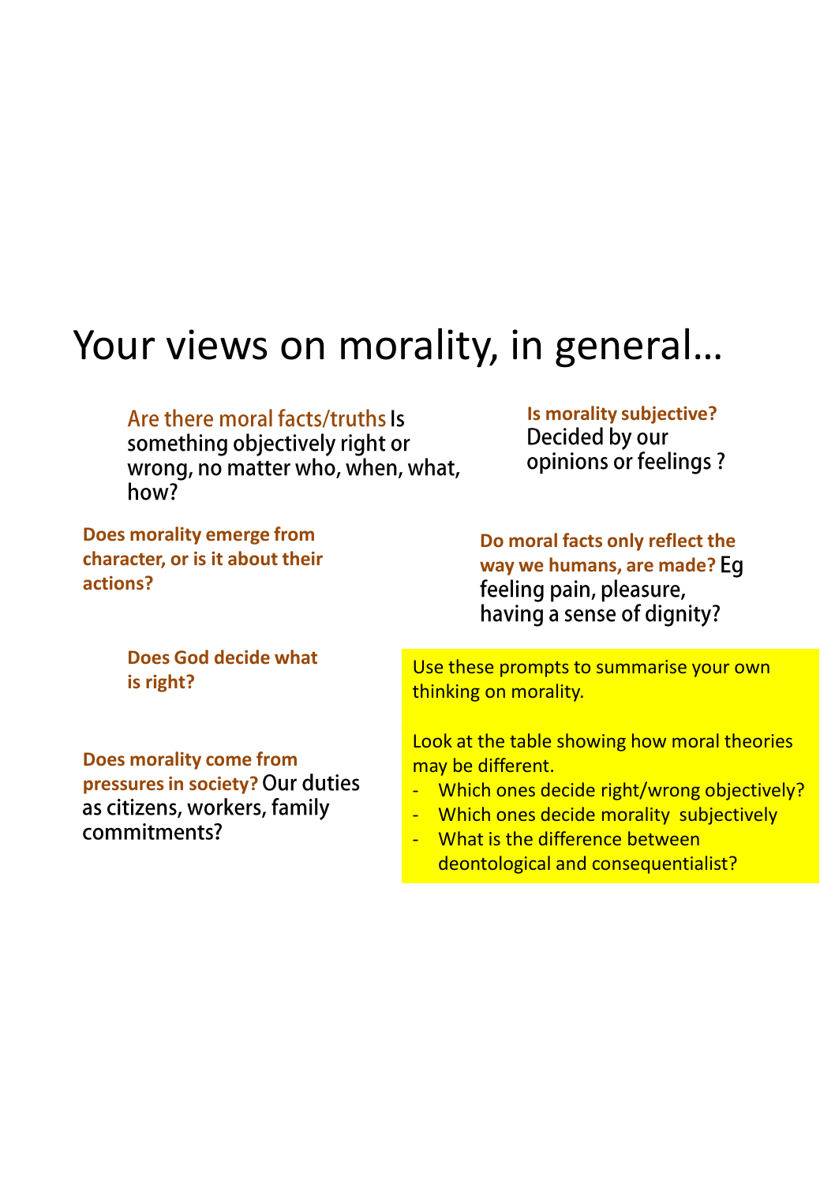# Your views on morality, in general…

**Are there moral facts/truths** Is something objectively right or wrong, no matter who, when, what, how?

**Is morality subjective?** Decided by our opinions or feelings ?

**Does morality emerge from character, or is it about their actions?**

**Do moral facts only reflect the way we humans, are made?** Eg feeling pain, pleasure, having a sense of dignity?

**Does God decide what is right?**

**Does morality come from pressures in society?** Our duties as citizens, workers, family commitments?

Use these prompts to summarise your own thinking on morality.

Look at the table showing how moral theories may be different.

- Which ones decide right/wrong objectively?
- Which ones decide morality subjectively
- What is the difference between deontological and consequentialist?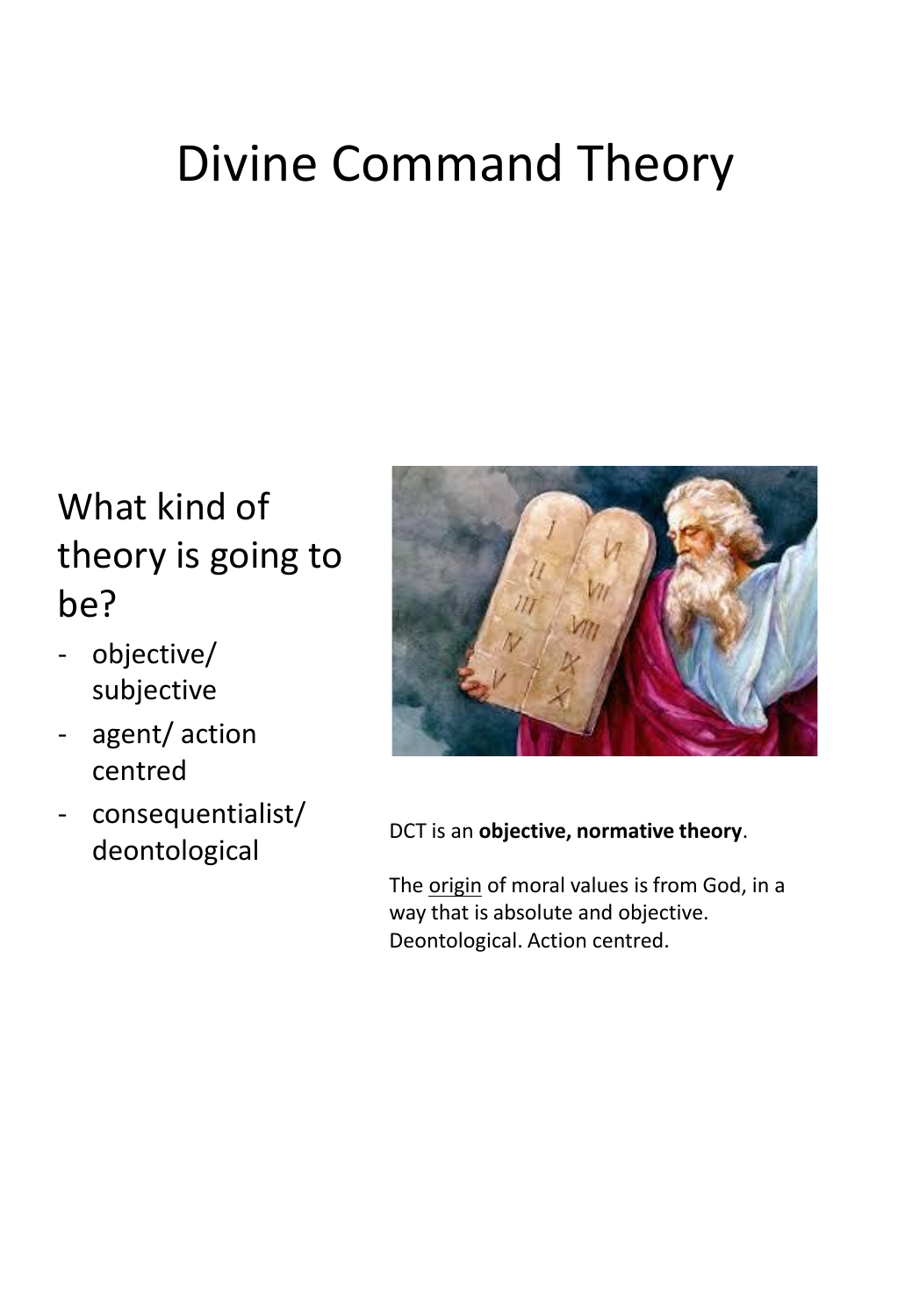# Divine Command Theory

## What kind of theory is going to be?

- objective/ subjective
- agent/ action centred
- consequentialist/ deontological

DCT is an **objective, normative theory**.

The origin of moral values is from God, in a way that is absolute and objective. Deontological. Action centred.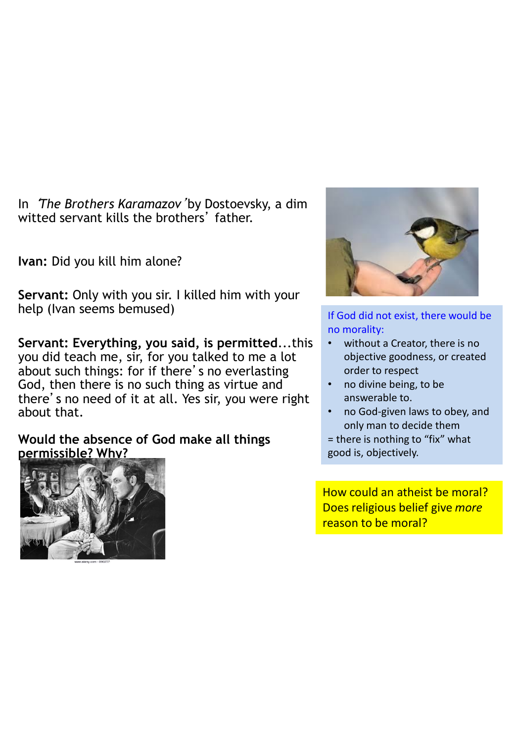In *'The Brothers Karamazov'* by Dostoevsky, a dim witted servant kills the brothers' father.

**Ivan:** Did you kill him alone?

**Servant:** Only with you sir. I killed him with your help (Ivan seems bemused)

**Servant: Everything, you said, is permitted**...this you did teach me, sir, for you talked to me a lot about such things: for if there's no everlasting God, then there is no such thing as virtue and there's no need of it at all. Yes sir, you were right about that.

**Would the absence of God make all things permissible? Why?**

If God did not exist, there would be no morality:

- without a Creator, there is no objective goodness, or created order to respect
- no divine being, to be answerable to.
- no God-given laws to obey, and only man to decide them

= there is nothing to "fix" what good is, objectively.

How could an atheist be moral? Does religious belief give *more* reason to be moral?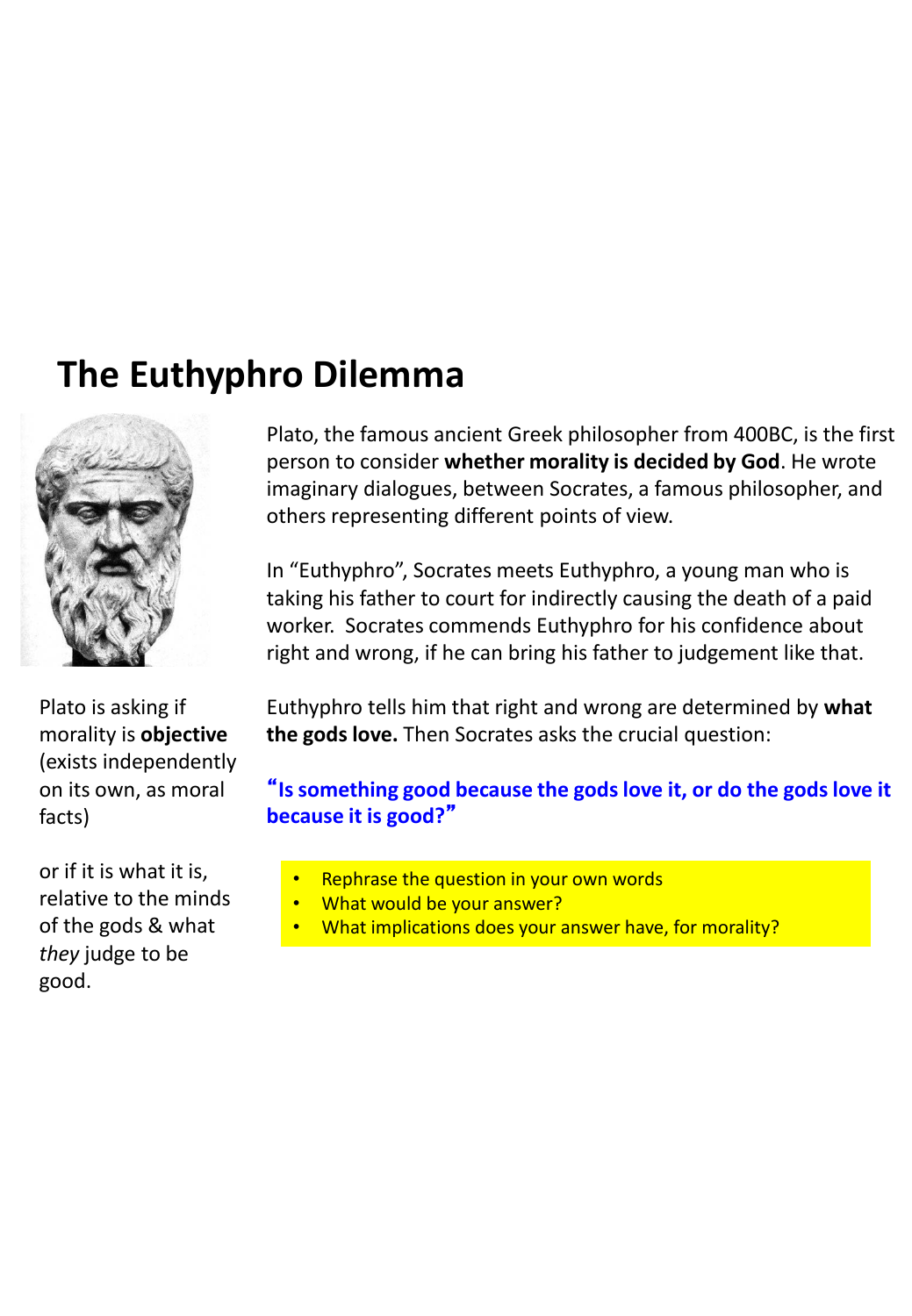# The Euthyphro Dilemma

Plato, the famous ancient Greek philosopher from 400BC, is the first person to consider **whether morality is decided by God**. He wrote imaginary dialogues, between Socrates, a famous philosopher, and others representing different points of view.

In "Euthyphro", Socrates meets Euthyphro, a young man who is taking his father to court for indirectly causing the death of a paid worker. Socrates commends Euthyphro for his confidence about right and wrong, if he can bring his father to judgement like that.

Euthyphro tells him that right and wrong are determined by **what the gods love.** Then Socrates asks the crucial question:

**"Is something good because the gods love it, or do the gods love it because it is good?"**

- Rephrase the question in your own words
- What would be your answer?
- What implications does your answer have, for morality?

Plato is asking if morality is **objective** (exists independently on its own, as moral facts)

or if it is what it is, relative to the minds of the gods & what *they* judge to be good.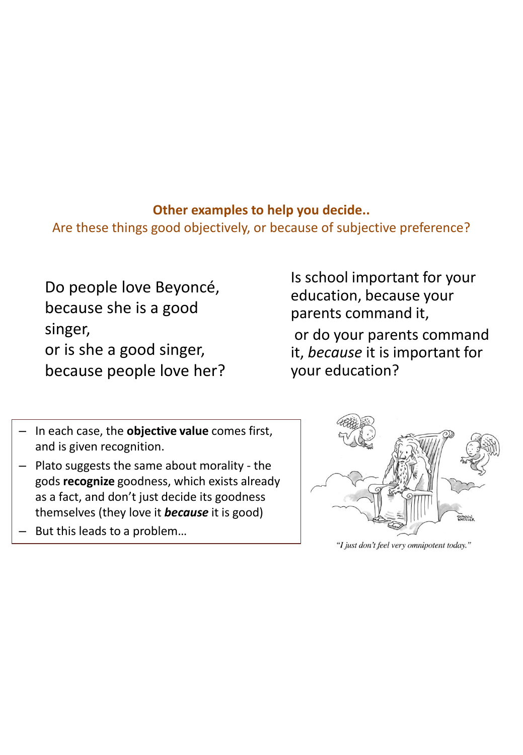**Other examples to help you decide..**

Are these things good objectively, or because of subjective preference?

Do people love Beyoncé, because she is a good singer,
or is she a good singer, because people love her?

Is school important for your education, because your parents command it,
or do your parents command it, *because* it is important for your education?

- In each case, the **objective value** comes first, and is given recognition.
- Plato suggests the same about morality - the gods **recognize** goodness, which exists already as a fact, and don't just decide its goodness themselves (they love it ***because*** it is good)
- But this leads to a problem…

"I just don't feel very omnipotent today."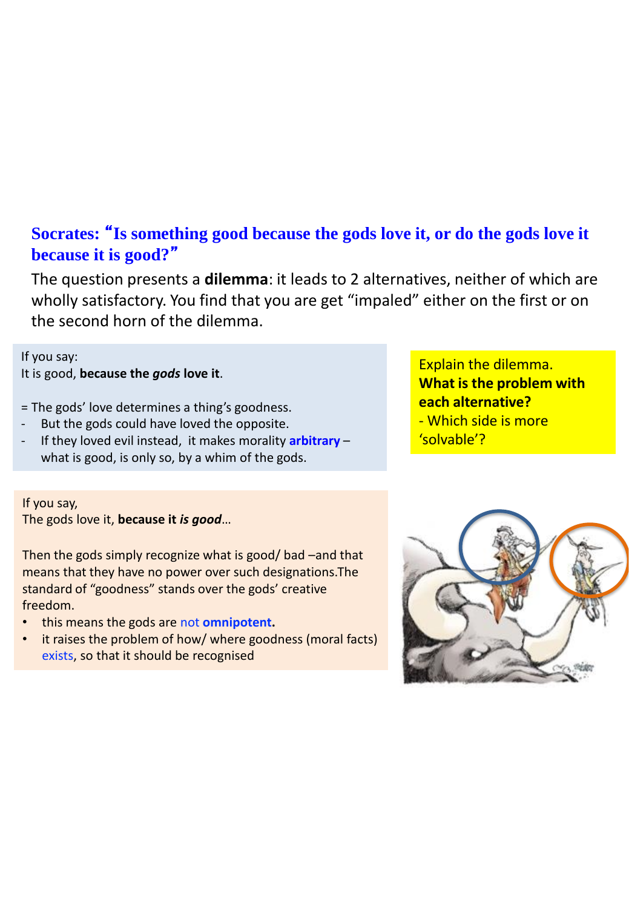## Socrates: "Is something good because the gods love it, or do the gods love it because it is good?"

The question presents a **dilemma**: it leads to 2 alternatives, neither of which are wholly satisfactory. You find that you are get "impaled" either on the first or on the second horn of the dilemma.

If you say:
It is good, **because the *gods* love it**.

= The gods' love determines a thing's goodness.

- But the gods could have loved the opposite.
- If they loved evil instead, it makes morality **arbitrary** – what is good, is only so, by a whim of the gods.

Explain the dilemma.
**What is the problem with each alternative?**
- Which side is more 'solvable'?

If you say,
The gods love it, **because it *is good***…

Then the gods simply recognize what is good/ bad –and that means that they have no power over such designations.The standard of "goodness" stands over the gods' creative freedom.

- this means the gods are not **omnipotent.**
- it raises the problem of how/ where goodness (moral facts) exists, so that it should be recognised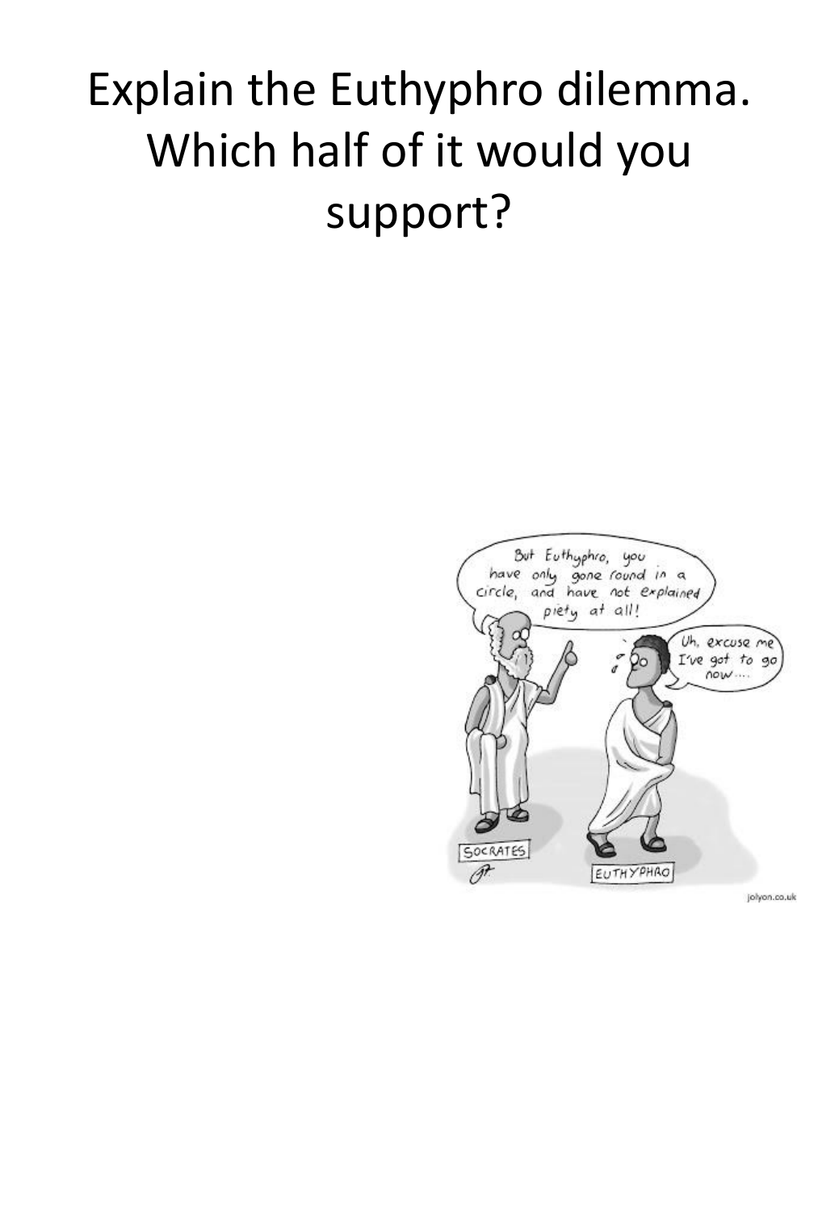# Explain the Euthyphro dilemma. Which half of it would you support?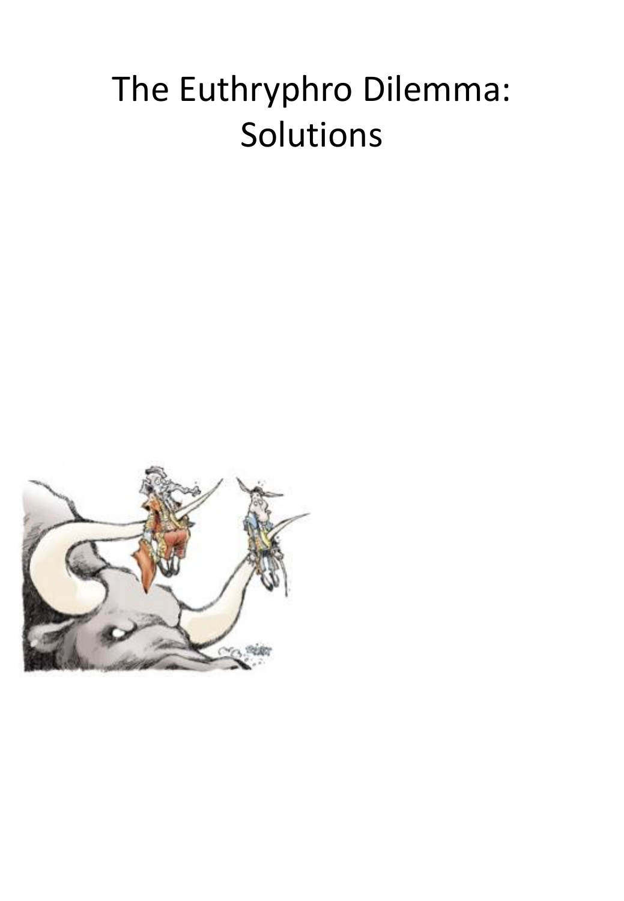# The Euthryphro Dilemma: Solutions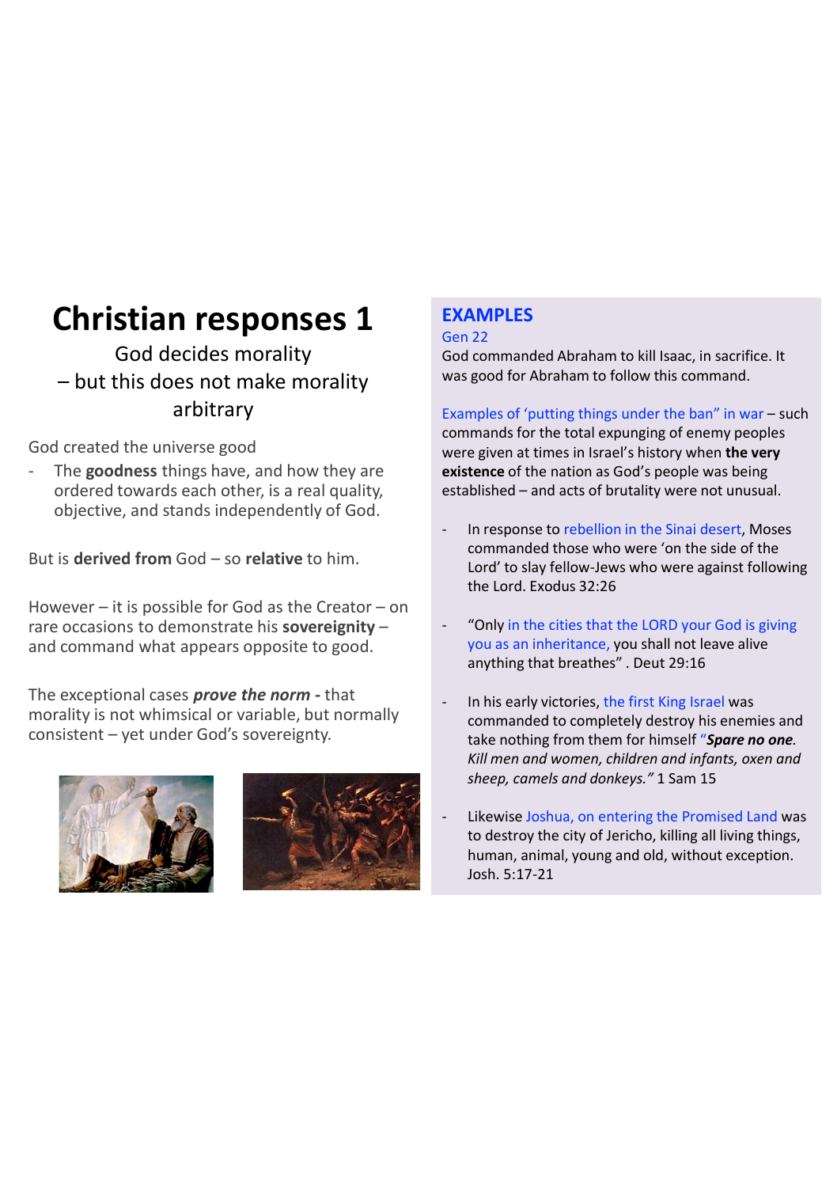# Christian responses 1

God decides morality
– but this does not make morality arbitrary

God created the universe good

- The **goodness** things have, and how they are ordered towards each other, is a real quality, objective, and stands independently of God.

But is **derived from** God – so **relative** to him.

However – it is possible for God as the Creator – on rare occasions to demonstrate his **sovereignity** – and command what appears opposite to good.

The exceptional cases ***prove the norm -*** that morality is not whimsical or variable, but normally consistent – yet under God's sovereignty.

## EXAMPLES

Gen 22
God commanded Abraham to kill Isaac, in sacrifice. It was good for Abraham to follow this command.

Examples of 'putting things under the ban" in war – such commands for the total expunging of enemy peoples were given at times in Israel's history when **the very existence** of the nation as God's people was being established – and acts of brutality were not unusual.

- In response to rebellion in the Sinai desert, Moses commanded those who were 'on the side of the Lord' to slay fellow-Jews who were against following the Lord. Exodus 32:26
- "Only in the cities that the LORD your God is giving you as an inheritance, you shall not leave alive anything that breathes" . Deut 29:16
- In his early victories, the first King Israel was commanded to completely destroy his enemies and take nothing from them for himself "***Spare no one****. Kill men and women, children and infants, oxen and sheep, camels and donkeys."* 1 Sam 15
- Likewise Joshua, on entering the Promised Land was to destroy the city of Jericho, killing all living things, human, animal, young and old, without exception. Josh. 5:17-21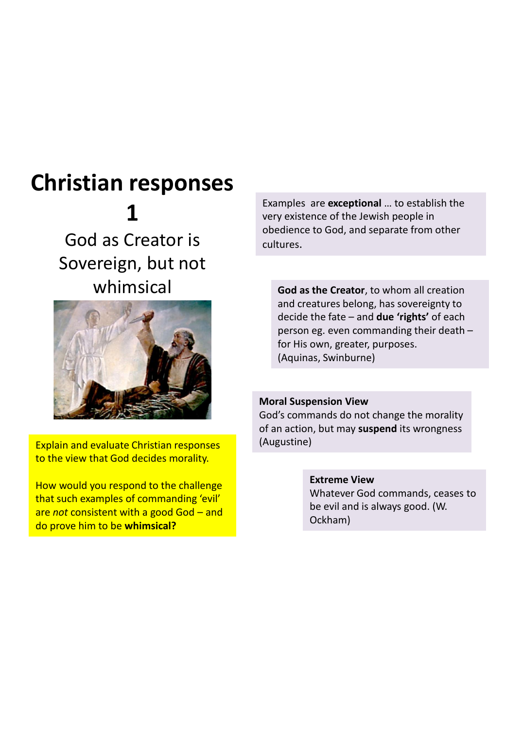# Christian responses 1

## God as Creator is Sovereign, but not whimsical

Explain and evaluate Christian responses to the view that God decides morality.

How would you respond to the challenge that such examples of commanding 'evil' are *not* consistent with a good God – and do prove him to be **whimsical?**

Examples are **exceptional** … to establish the very existence of the Jewish people in obedience to God, and separate from other cultures.

**God as the Creator**, to whom all creation and creatures belong, has sovereignty to decide the fate – and **due 'rights'** of each person eg. even commanding their death – for His own, greater, purposes. (Aquinas, Swinburne)

**Moral Suspension View**
God's commands do not change the morality of an action, but may **suspend** its wrongness (Augustine)

**Extreme View**
Whatever God commands, ceases to be evil and is always good. (W. Ockham)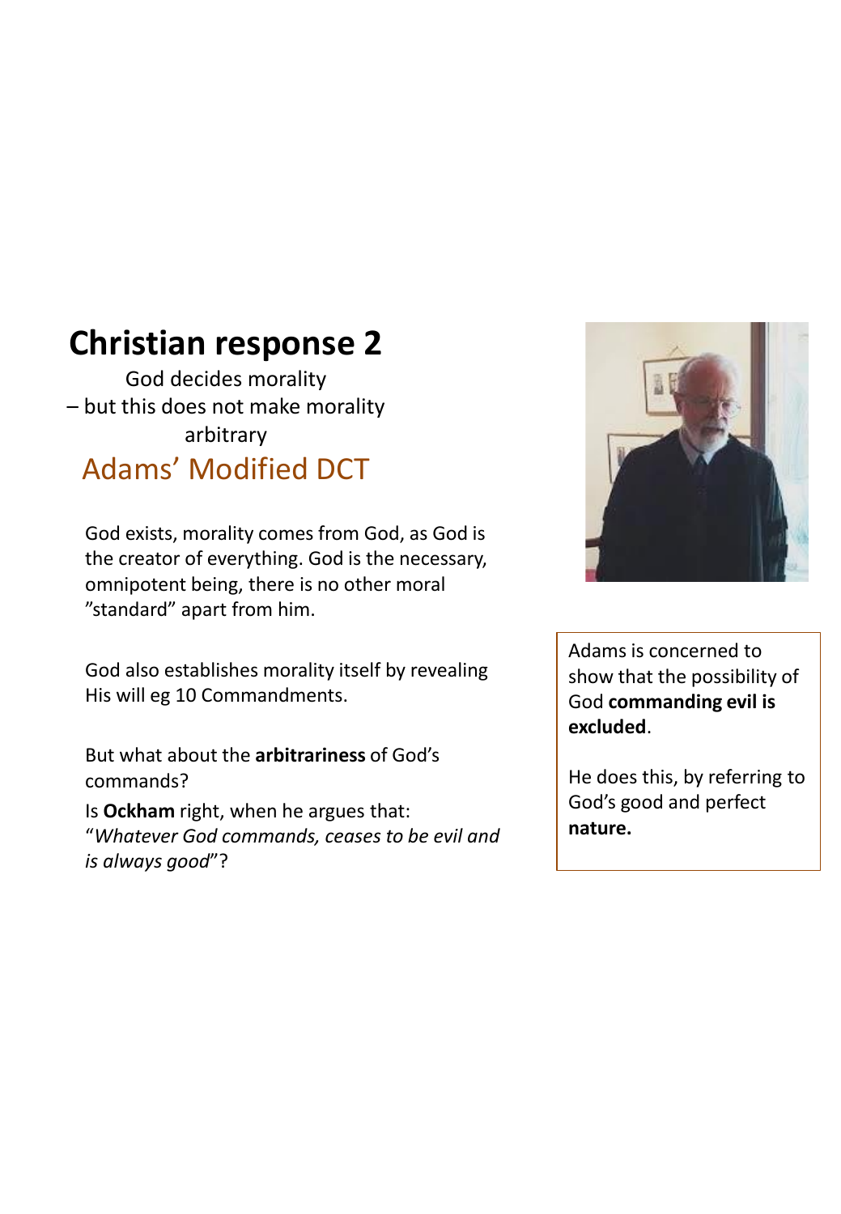# Christian response 2

God decides morality – but this does not make morality arbitrary

## Adams' Modified DCT

God exists, morality comes from God, as God is the creator of everything. God is the necessary, omnipotent being, there is no other moral "standard" apart from him.

God also establishes morality itself by revealing His will eg 10 Commandments.

But what about the **arbitrariness** of God's commands?

Is **Ockham** right, when he argues that: "*Whatever God commands, ceases to be evil and is always good*"?

Adams is concerned to show that the possibility of God **commanding evil is excluded**.

He does this, by referring to God's good and perfect **nature.**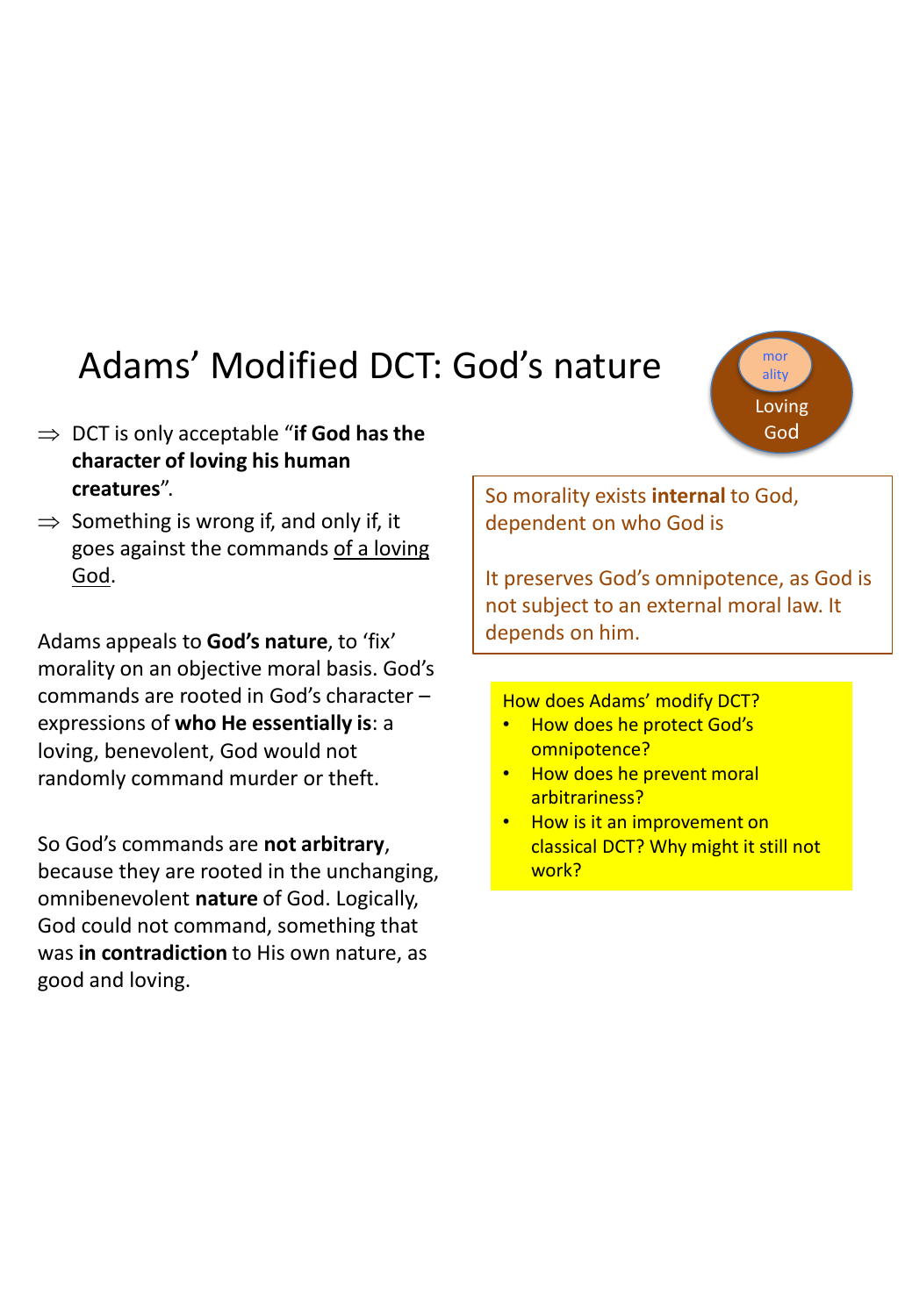# Adams' Modified DCT: God's nature

mor ality

Loving God

- ⇒ DCT is only acceptable "**if God has the character of loving his human creatures**".
- ⇒ Something is wrong if, and only if, it goes against the commands of a loving God.

Adams appeals to **God's nature**, to 'fix' morality on an objective moral basis. God's commands are rooted in God's character – expressions of **who He essentially is**: a loving, benevolent, God would not randomly command murder or theft.

So God's commands are **not arbitrary**, because they are rooted in the unchanging, omnibenevolent **nature** of God. Logically, God could not command, something that was **in contradiction** to His own nature, as good and loving.

So morality exists **internal** to God, dependent on who God is

It preserves God's omnipotence, as God is not subject to an external moral law. It depends on him.

How does Adams' modify DCT?

- How does he protect God's omnipotence?
- How does he prevent moral arbitrariness?
- How is it an improvement on classical DCT? Why might it still not work?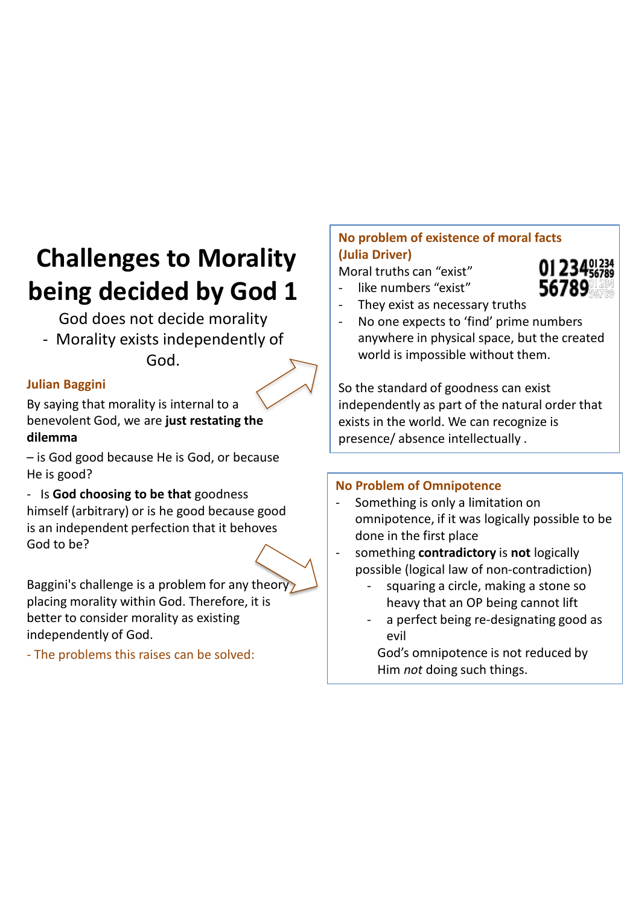# Challenges to Morality being decided by God 1

God does not decide morality

- Morality exists independently of God.

**Julian Baggini**

By saying that morality is internal to a benevolent God, we are **just restating the dilemma**

– is God good because He is God, or because He is good?

- Is **God choosing to be that** goodness himself (arbitrary) or is he good because good is an independent perfection that it behoves God to be?

Baggini's challenge is a problem for any theory placing morality within God. Therefore, it is better to consider morality as existing independently of God.

- The problems this raises can be solved:

**No problem of existence of moral facts (Julia Driver)**

Moral truths can "exist"

- like numbers "exist"
- They exist as necessary truths
- No one expects to 'find' prime numbers anywhere in physical space, but the created world is impossible without them.

So the standard of goodness can exist independently as part of the natural order that exists in the world. We can recognize is presence/ absence intellectually .

**No Problem of Omnipotence**

- Something is only a limitation on omnipotence, if it was logically possible to be done in the first place
- something **contradictory** is **not** logically possible (logical law of non-contradiction)
  - squaring a circle, making a stone so heavy that an OP being cannot lift
  - a perfect being re-designating good as evil

  God's omnipotence is not reduced by Him *not* doing such things.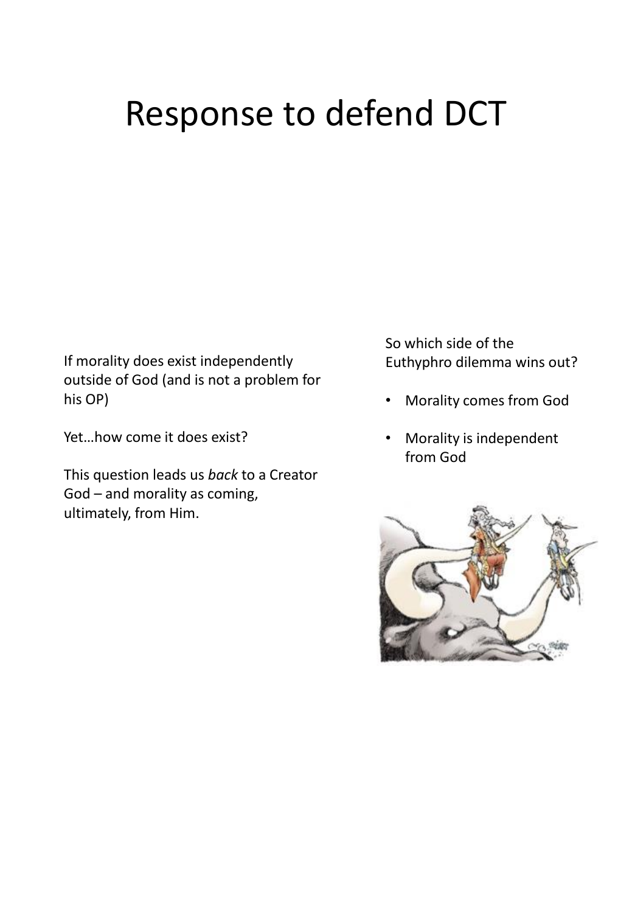# Response to defend DCT

If morality does exist independently outside of God (and is not a problem for his OP)

Yet…how come it does exist?

This question leads us *back* to a Creator God – and morality as coming, ultimately, from Him.

So which side of the Euthyphro dilemma wins out?

- Morality comes from God
- Morality is independent from God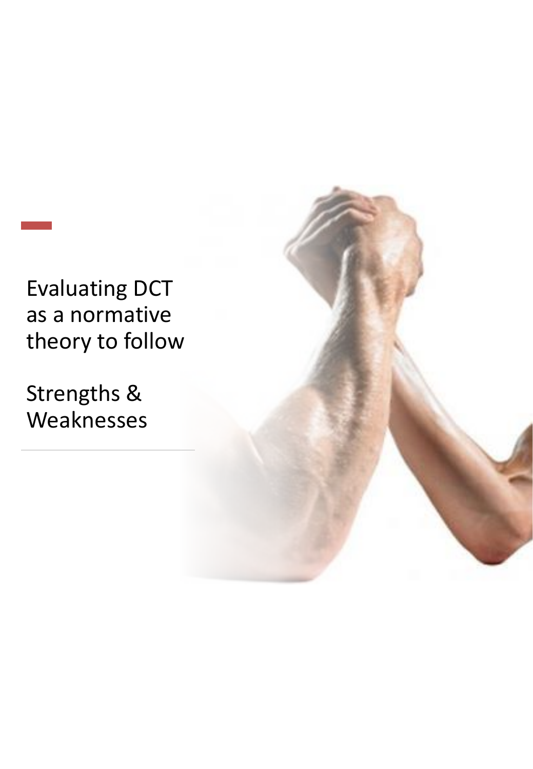# Evaluating DCT as a normative theory to follow

## Strengths & Weaknesses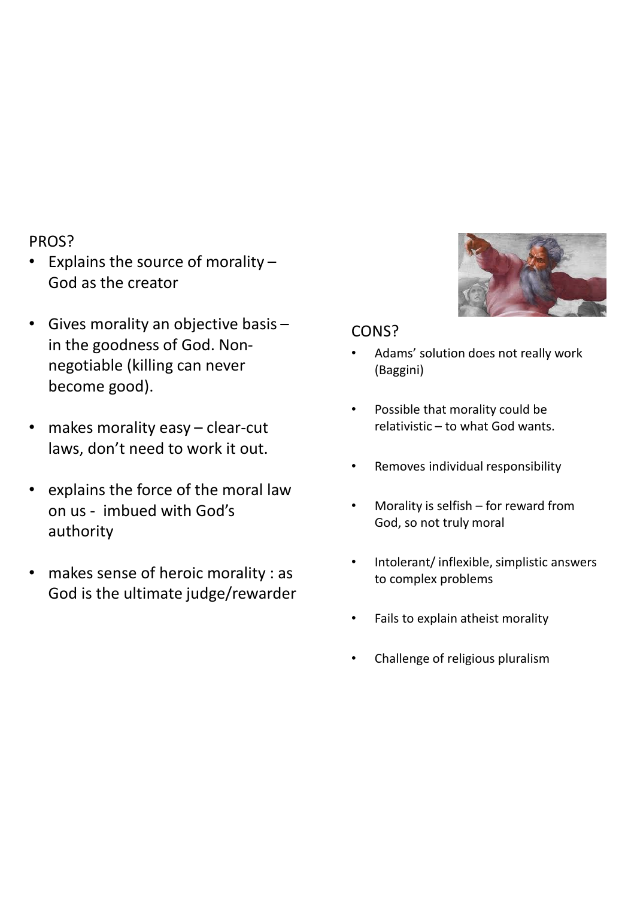PROS?

- Explains the source of morality – God as the creator
- Gives morality an objective basis – in the goodness of God. Non-negotiable (killing can never become good).
- makes morality easy – clear-cut laws, don't need to work it out.
- explains the force of the moral law on us - imbued with God's authority
- makes sense of heroic morality : as God is the ultimate judge/rewarder

CONS?

- Adams' solution does not really work (Baggini)
- Possible that morality could be relativistic – to what God wants.
- Removes individual responsibility
- Morality is selfish – for reward from God, so not truly moral
- Intolerant/ inflexible, simplistic answers to complex problems
- Fails to explain atheist morality
- Challenge of religious pluralism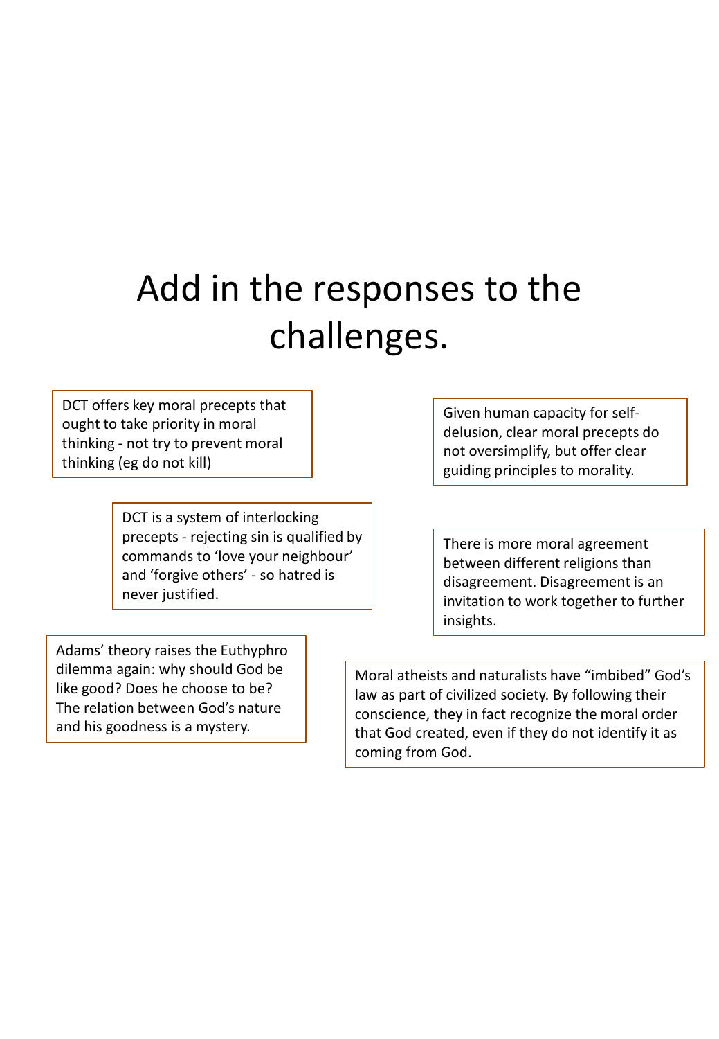# Add in the responses to the challenges.

DCT offers key moral precepts that ought to take priority in moral thinking - not try to prevent moral thinking (eg do not kill)

Given human capacity for self-delusion, clear moral precepts do not oversimplify, but offer clear guiding principles to morality.

DCT is a system of interlocking precepts - rejecting sin is qualified by commands to 'love your neighbour' and 'forgive others' - so hatred is never justified.

There is more moral agreement between different religions than disagreement. Disagreement is an invitation to work together to further insights.

Adams' theory raises the Euthyphro dilemma again: why should God be like good? Does he choose to be? The relation between God's nature and his goodness is a mystery.

Moral atheists and naturalists have "imbibed" God's law as part of civilized society. By following their conscience, they in fact recognize the moral order that God created, even if they do not identify it as coming from God.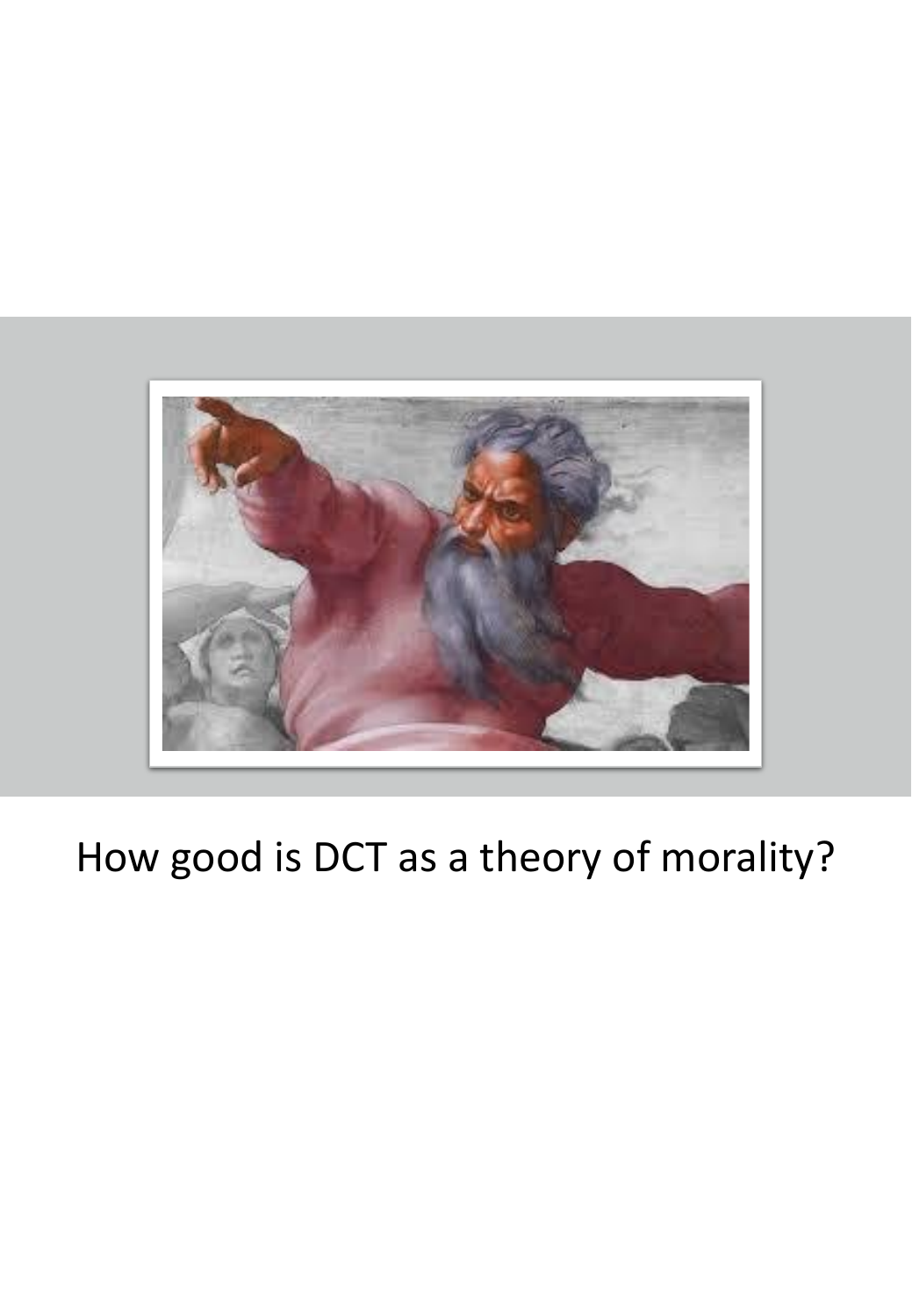How good is DCT as a theory of morality?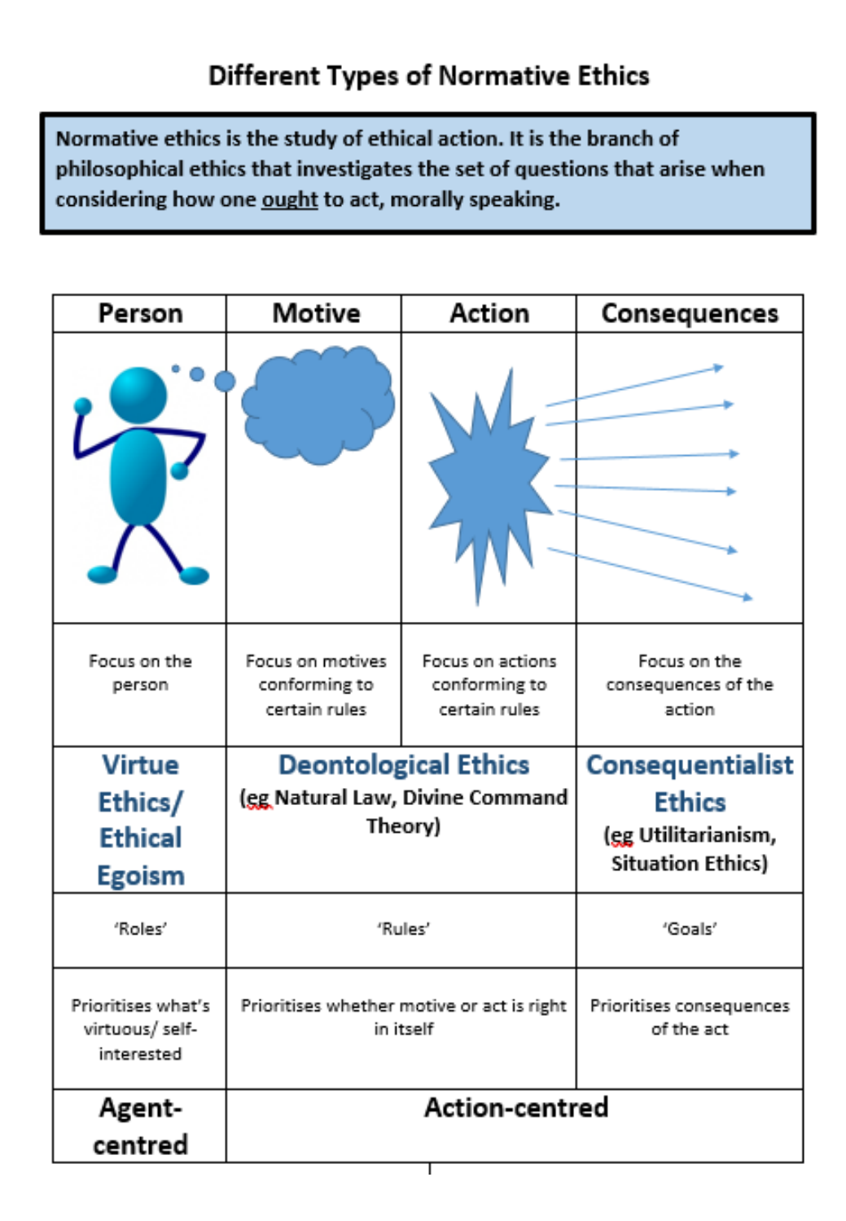# Different Types of Normative Ethics

**Normative ethics is the study of ethical action. It is the branch of philosophical ethics that investigates the set of questions that arise when considering how one ought to act, morally speaking.**

| Person | Motive | Action | Consequences |
|---|---|---|---|
| | | | |
| Focus on the person | Focus on motives conforming to certain rules | Focus on actions conforming to certain rules | Focus on the consequences of the action |
| **Virtue Ethics/ Ethical Egoism** | **Deontological Ethics** (eg Natural Law, Divine Command Theory) | | **Consequentialist Ethics** (eg Utilitarianism, Situation Ethics) |
| 'Roles' | 'Rules' | | 'Goals' |
| Prioritises what's virtuous/ self-interested | Prioritises whether motive or act is right in itself | | Prioritises consequences of the act |
| **Agent-centred** | **Action-centred** | | |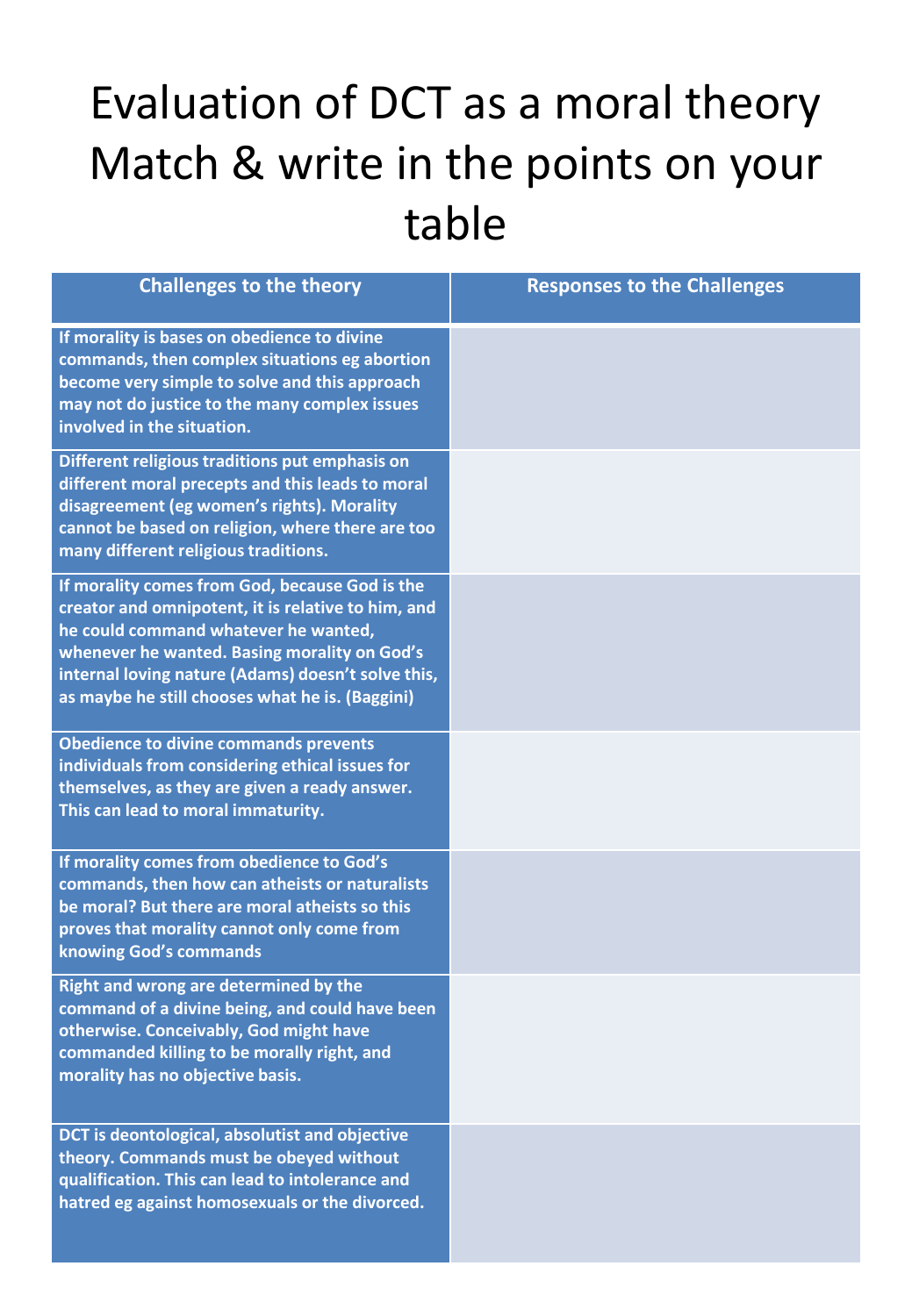# Evaluation of DCT as a moral theory Match & write in the points on your table

| Challenges to the theory | Responses to the Challenges |
| --- | --- |
| **If morality is bases on obedience to divine commands, then complex situations eg abortion become very simple to solve and this approach may not do justice to the many complex issues involved in the situation.** | |
| **Different religious traditions put emphasis on different moral precepts and this leads to moral disagreement (eg women's rights). Morality cannot be based on religion, where there are too many different religious traditions.** | |
| **If morality comes from God, because God is the creator and omnipotent, it is relative to him, and he could command whatever he wanted, whenever he wanted. Basing morality on God's internal loving nature (Adams) doesn't solve this, as maybe he still chooses what he is. (Baggini)** | |
| **Obedience to divine commands prevents individuals from considering ethical issues for themselves, as they are given a ready answer. This can lead to moral immaturity.** | |
| **If morality comes from obedience to God's commands, then how can atheists or naturalists be moral? But there are moral atheists so this proves that morality cannot only come from knowing God's commands** | |
| **Right and wrong are determined by the command of a divine being, and could have been otherwise. Conceivably, God might have commanded killing to be morally right, and morality has no objective basis.** | |
| **DCT is deontological, absolutist and objective theory. Commands must be obeyed without qualification. This can lead to intolerance and hatred eg against homosexuals or the divorced.** | |